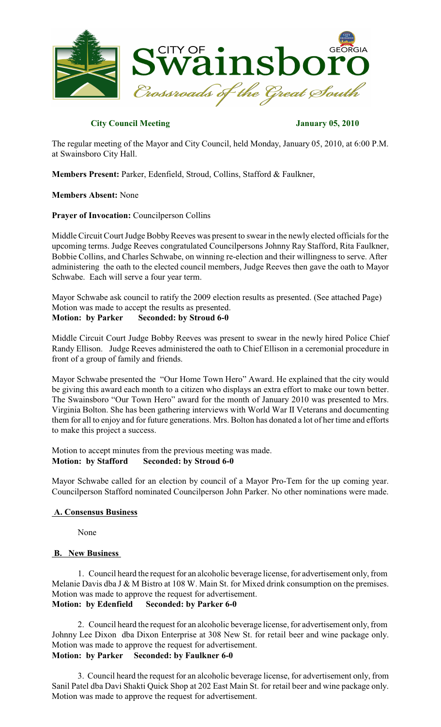**City Council Meeting** **January 05, 2010**

The regular meeting of the Mayor and City Council, held Monday, January 05, 2010, at 6:00 P.M. at Swainsboro City Hall.

**Members Present:** Parker, Edenfield, Stroud, Collins, Stafford & Faulkner,

**Members Absent:** None

**Prayer of Invocation:** Councilperson Collins

Middle Circuit Court Judge Bobby Reeves was present to swear in the newly elected officials for the upcoming terms. Judge Reeves congratulated Councilpersons Johnny Ray Stafford, Rita Faulkner, Bobbie Collins, and Charles Schwabe, on winning re-election and their willingness to serve. After administering the oath to the elected council members, Judge Reeves then gave the oath to Mayor Schwabe. Each will serve a four year term.

Mayor Schwabe ask council to ratify the 2009 election results as presented. (See attached Page) Motion was made to accept the results as presented.
**Motion: by Parker Seconded: by Stroud 6-0**

Middle Circuit Court Judge Bobby Reeves was present to swear in the newly hired Police Chief Randy Ellison. Judge Reeves administered the oath to Chief Ellison in a ceremonial procedure in front of a group of family and friends.

Mayor Schwabe presented the "Our Home Town Hero" Award. He explained that the city would be giving this award each month to a citizen who displays an extra effort to make our town better. The Swainsboro "Our Town Hero" award for the month of January 2010 was presented to Mrs. Virginia Bolton. She has been gathering interviews with World War II Veterans and documenting them for all to enjoy and for future generations. Mrs. Bolton has donated a lot of her time and efforts to make this project a success.

Motion to accept minutes from the previous meeting was made.
**Motion: by Stafford Seconded: by Stroud 6-0**

Mayor Schwabe called for an election by council of a Mayor Pro-Tem for the up coming year. Councilperson Stafford nominated Councilperson John Parker. No other nominations were made.

**A. Consensus Business**

None

**B. New Business**

1. Council heard the request for an alcoholic beverage license, for advertisement only, from Melanie Davis dba J & M Bistro at 108 W. Main St. for Mixed drink consumption on the premises. Motion was made to approve the request for advertisement.
**Motion: by Edenfield Seconded: by Parker 6-0**

2. Council heard the request for an alcoholic beverage license, for advertisement only, from Johnny Lee Dixon dba Dixon Enterprise at 308 New St. for retail beer and wine package only. Motion was made to approve the request for advertisement.
**Motion: by Parker Seconded: by Faulkner 6-0**

3. Council heard the request for an alcoholic beverage license, for advertisement only, from Sanil Patel dba Davi Shakti Quick Shop at 202 East Main St. for retail beer and wine package only. Motion was made to approve the request for advertisement.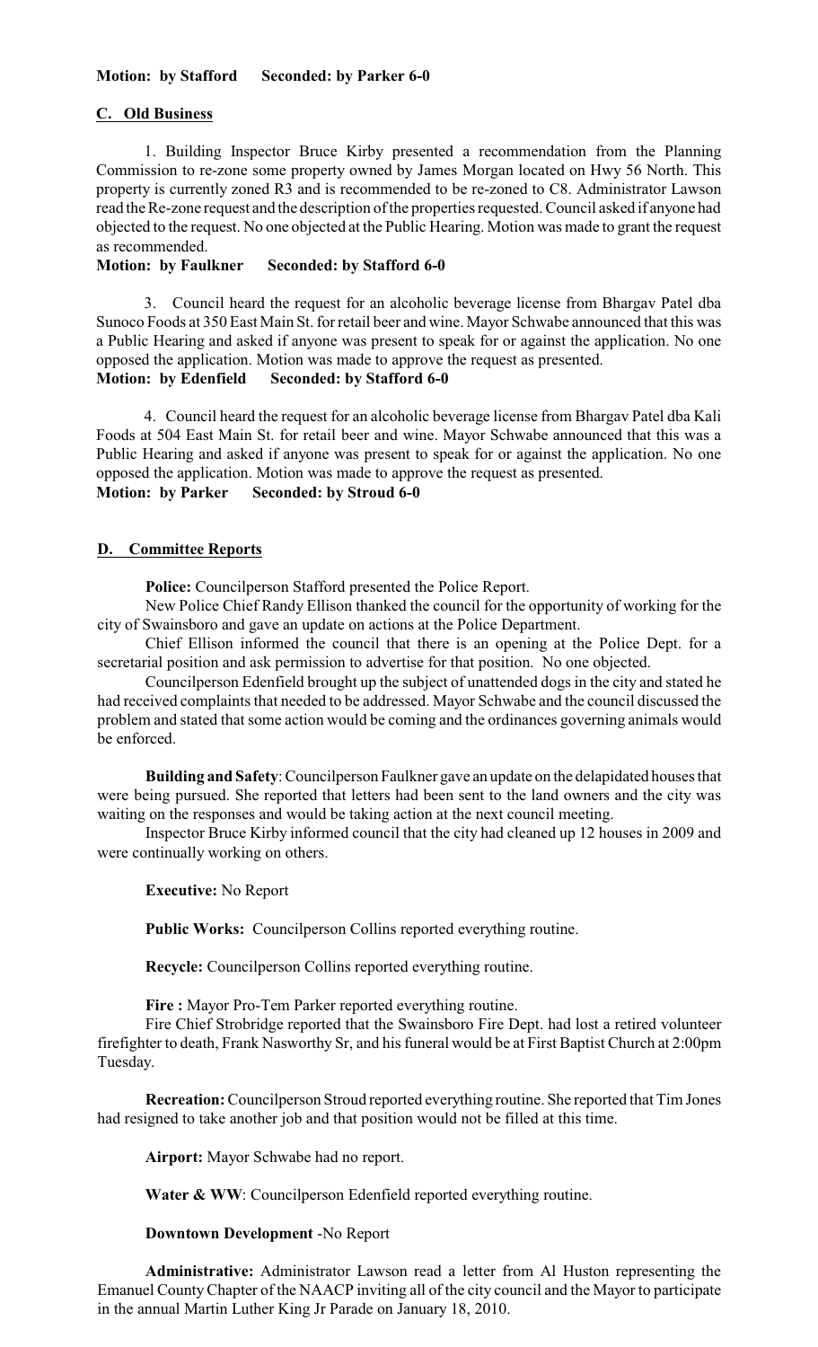**Motion: by Stafford Seconded: by Parker 6-0**

## C. Old Business

1. Building Inspector Bruce Kirby presented a recommendation from the Planning Commission to re-zone some property owned by James Morgan located on Hwy 56 North. This property is currently zoned R3 and is recommended to be re-zoned to C8. Administrator Lawson read the Re-zone request and the description of the properties requested. Council asked if anyone had objected to the request. No one objected at the Public Hearing. Motion was made to grant the request as recommended.

**Motion: by Faulkner Seconded: by Stafford 6-0**

3. Council heard the request for an alcoholic beverage license from Bhargav Patel dba Sunoco Foods at 350 East Main St. for retail beer and wine. Mayor Schwabe announced that this was a Public Hearing and asked if anyone was present to speak for or against the application. No one opposed the application. Motion was made to approve the request as presented.

**Motion: by Edenfield Seconded: by Stafford 6-0**

4. Council heard the request for an alcoholic beverage license from Bhargav Patel dba Kali Foods at 504 East Main St. for retail beer and wine. Mayor Schwabe announced that this was a Public Hearing and asked if anyone was present to speak for or against the application. No one opposed the application. Motion was made to approve the request as presented.

**Motion: by Parker Seconded: by Stroud 6-0**

## D. Committee Reports

**Police:** Councilperson Stafford presented the Police Report.

New Police Chief Randy Ellison thanked the council for the opportunity of working for the city of Swainsboro and gave an update on actions at the Police Department.

Chief Ellison informed the council that there is an opening at the Police Dept. for a secretarial position and ask permission to advertise for that position. No one objected.

Councilperson Edenfield brought up the subject of unattended dogs in the city and stated he had received complaints that needed to be addressed. Mayor Schwabe and the council discussed the problem and stated that some action would be coming and the ordinances governing animals would be enforced.

**Building and Safety**: Councilperson Faulkner gave an update on the delapidated houses that were being pursued. She reported that letters had been sent to the land owners and the city was waiting on the responses and would be taking action at the next council meeting.

Inspector Bruce Kirby informed council that the city had cleaned up 12 houses in 2009 and were continually working on others.

**Executive:** No Report

**Public Works:** Councilperson Collins reported everything routine.

**Recycle:** Councilperson Collins reported everything routine.

**Fire :** Mayor Pro-Tem Parker reported everything routine.

Fire Chief Strobridge reported that the Swainsboro Fire Dept. had lost a retired volunteer firefighter to death, Frank Nasworthy Sr, and his funeral would be at First Baptist Church at 2:00pm Tuesday.

**Recreation:** Councilperson Stroud reported everything routine. She reported that Tim Jones had resigned to take another job and that position would not be filled at this time.

**Airport:** Mayor Schwabe had no report.

**Water & WW**: Councilperson Edenfield reported everything routine.

**Downtown Development** -No Report

**Administrative:** Administrator Lawson read a letter from Al Huston representing the Emanuel County Chapter of the NAACP inviting all of the city council and the Mayor to participate in the annual Martin Luther King Jr Parade on January 18, 2010.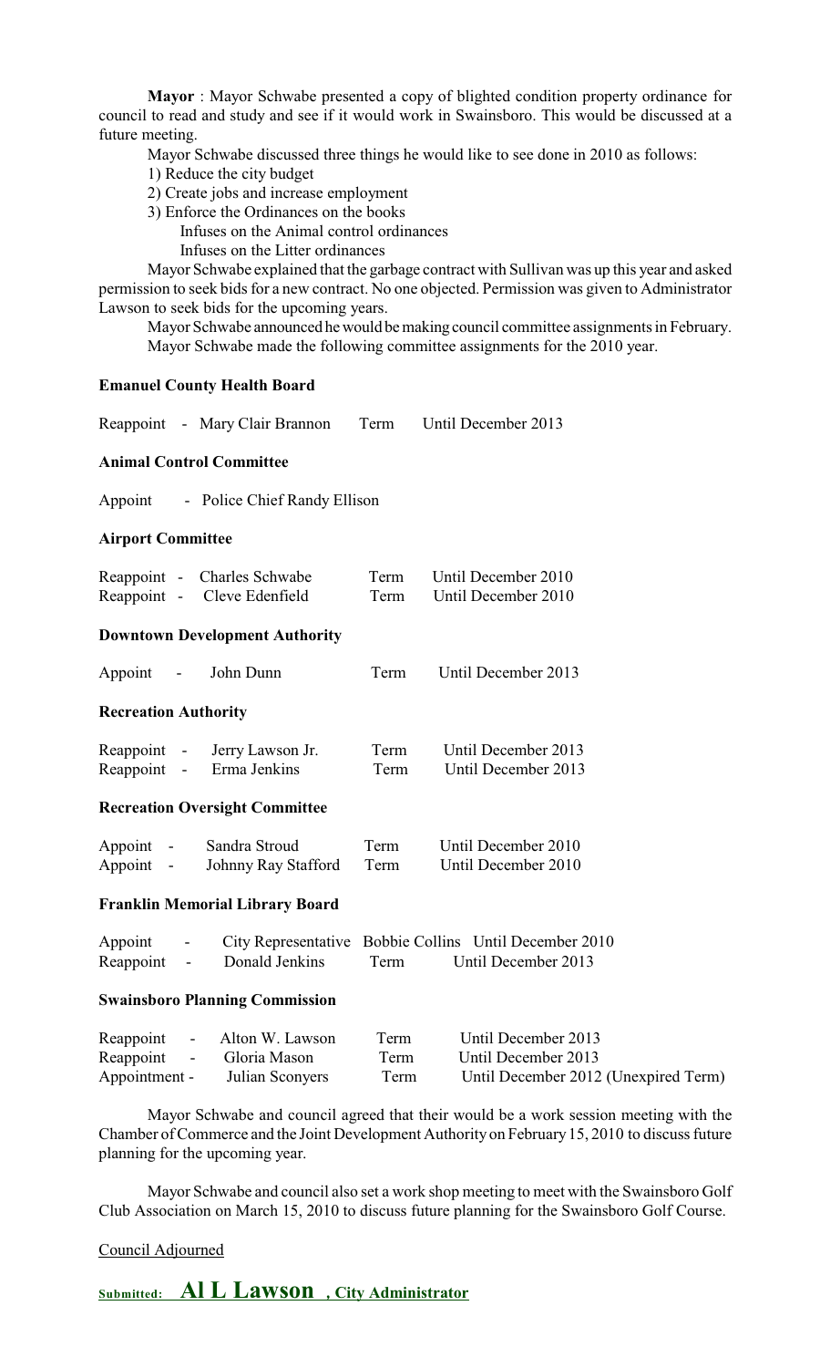**Mayor** : Mayor Schwabe presented a copy of blighted condition property ordinance for council to read and study and see if it would work in Swainsboro. This would be discussed at a future meeting.

Mayor Schwabe discussed three things he would like to see done in 2010 as follows:

1) Reduce the city budget
2) Create jobs and increase employment
3) Enforce the Ordinances on the books
   - Infuses on the Animal control ordinances
   - Infuses on the Litter ordinances

Mayor Schwabe explained that the garbage contract with Sullivan was up this year and asked permission to seek bids for a new contract. No one objected. Permission was given to Administrator Lawson to seek bids for the upcoming years.

Mayor Schwabe announced he would be making council committee assignments in February.

Mayor Schwabe made the following committee assignments for the 2010 year.

**Emanuel County Health Board**

| | | | |
|---|---|---|---|
| Reappoint - | Mary Clair Brannon | Term | Until December 2013 |

**Animal Control Committee**

Appoint - Police Chief Randy Ellison

**Airport Committee**

| | | | |
|---|---|---|---|
| Reappoint - | Charles Schwabe | Term | Until December 2010 |
| Reappoint - | Cleve Edenfield | Term | Until December 2010 |

**Downtown Development Authority**

| | | | |
|---|---|---|---|
| Appoint - | John Dunn | Term | Until December 2013 |

**Recreation Authority**

| | | | |
|---|---|---|---|
| Reappoint - | Jerry Lawson Jr. | Term | Until December 2013 |
| Reappoint - | Erma Jenkins | Term | Until December 2013 |

**Recreation Oversight Committee**

| | | | |
|---|---|---|---|
| Appoint - | Sandra Stroud | Term | Until December 2010 |
| Appoint - | Johnny Ray Stafford | Term | Until December 2010 |

**Franklin Memorial Library Board**

| | | | |
|---|---|---|---|
| Appoint - | City Representative | Bobbie Collins | Until December 2010 |
| Reappoint - | Donald Jenkins | Term | Until December 2013 |

**Swainsboro Planning Commission**

| | | | |
|---|---|---|---|
| Reappoint - | Alton W. Lawson | Term | Until December 2013 |
| Reappoint - | Gloria Mason | Term | Until December 2013 |
| Appointment - | Julian Sconyers | Term | Until December 2012 (Unexpired Term) |

Mayor Schwabe and council agreed that their would be a work session meeting with the Chamber of Commerce and the Joint Development Authority on February 15, 2010 to discuss future planning for the upcoming year.

Mayor Schwabe and council also set a work shop meeting to meet with the Swainsboro Golf Club Association on March 15, 2010 to discuss future planning for the Swainsboro Golf Course.

Council Adjourned

**Submitted: Al L Lawson , City Administrator**